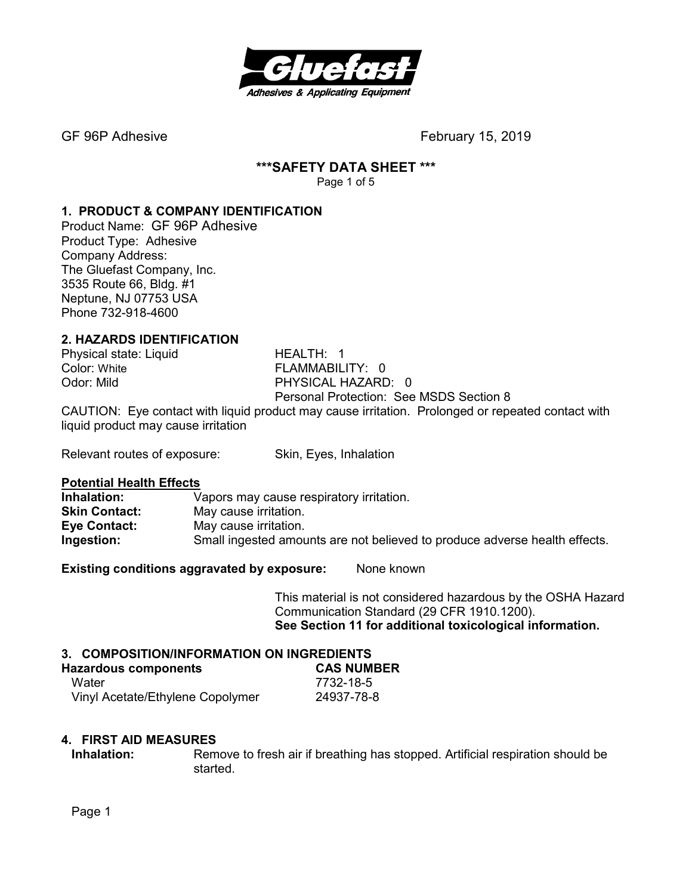GF 96P Adhesive February 15, 2019

# ***SAFETY DATA SHEET ***

## 1. PRODUCT & COMPANY IDENTIFICATION

Product Name: GF 96P Adhesive
Product Type: Adhesive
Company Address:
The Gluefast Company, Inc.
3535 Route 66, Bldg. #1
Neptune, NJ 07753 USA
Phone 732-918-4600

## 2. HAZARDS IDENTIFICATION

Physical state: Liquid
Color: White
Odor: Mild

HEALTH: 1
FLAMMABILITY: 0
PHYSICAL HAZARD: 0
Personal Protection: See MSDS Section 8

CAUTION: Eye contact with liquid product may cause irritation. Prolonged or repeated contact with liquid product may cause irritation

Relevant routes of exposure: Skin, Eyes, Inhalation

**Potential Health Effects**

**Inhalation:** Vapors may cause respiratory irritation.
**Skin Contact:** May cause irritation.
**Eye Contact:** May cause irritation.
**Ingestion:** Small ingested amounts are not believed to produce adverse health effects.

**Existing conditions aggravated by exposure:** None known

This material is not considered hazardous by the OSHA Hazard Communication Standard (29 CFR 1910.1200).
**See Section 11 for additional toxicological information.**

## 3. COMPOSITION/INFORMATION ON INGREDIENTS

| Hazardous components | CAS NUMBER |
| --- | --- |
| Water | 7732-18-5 |
| Vinyl Acetate/Ethylene Copolymer | 24937-78-8 |

## 4. FIRST AID MEASURES

**Inhalation:** Remove to fresh air if breathing has stopped. Artificial respiration should be started.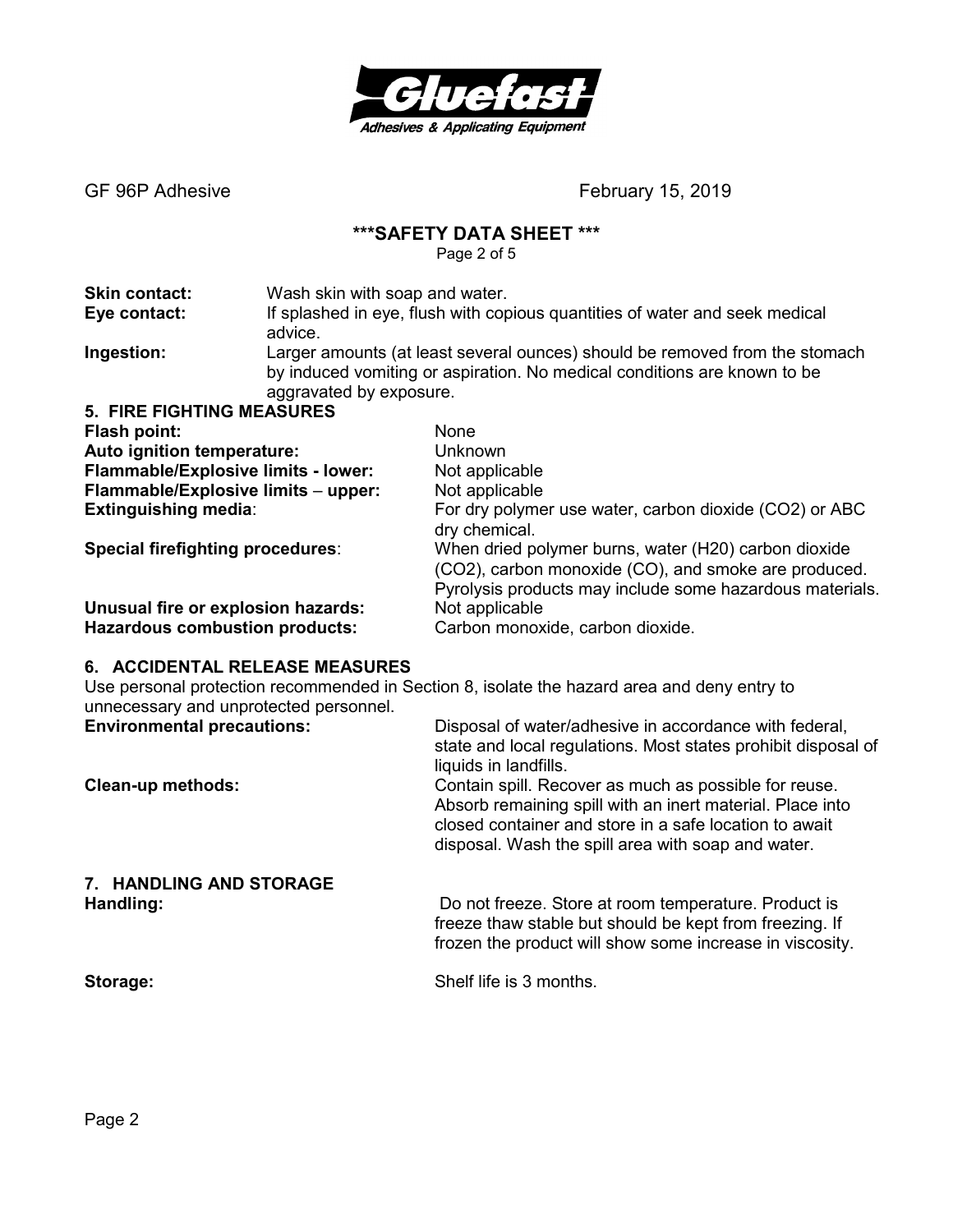GF 96P Adhesive February 15, 2019

**\*\*\*SAFETY DATA SHEET \*\*\***

**Skin contact:** Wash skin with soap and water.

**Eye contact:** If splashed in eye, flush with copious quantities of water and seek medical advice.

**Ingestion:** Larger amounts (at least several ounces) should be removed from the stomach by induced vomiting or aspiration. No medical conditions are known to be aggravated by exposure.

## 5. FIRE FIGHTING MEASURES

**Flash point:** None

**Auto ignition temperature:** Unknown

**Flammable/Explosive limits - lower:** Not applicable

**Flammable/Explosive limits – upper:** Not applicable

**Extinguishing media**: For dry polymer use water, carbon dioxide ($CO_2$) or ABC dry chemical.

**Special firefighting procedures**: When dried polymer burns, water (H20) carbon dioxide ($CO_2$), carbon monoxide (CO), and smoke are produced. Pyrolysis products may include some hazardous materials.

**Unusual fire or explosion hazards:** Not applicable

**Hazardous combustion products:** Carbon monoxide, carbon dioxide.

## 6. ACCIDENTAL RELEASE MEASURES

Use personal protection recommended in Section 8, isolate the hazard area and deny entry to unnecessary and unprotected personnel.

**Environmental precautions:** Disposal of water/adhesive in accordance with federal, state and local regulations. Most states prohibit disposal of liquids in landfills.

**Clean-up methods:** Contain spill. Recover as much as possible for reuse. Absorb remaining spill with an inert material. Place into closed container and store in a safe location to await disposal. Wash the spill area with soap and water.

## 7. HANDLING AND STORAGE

**Handling:** Do not freeze. Store at room temperature. Product is freeze thaw stable but should be kept from freezing. If frozen the product will show some increase in viscosity.

**Storage:** Shelf life is 3 months.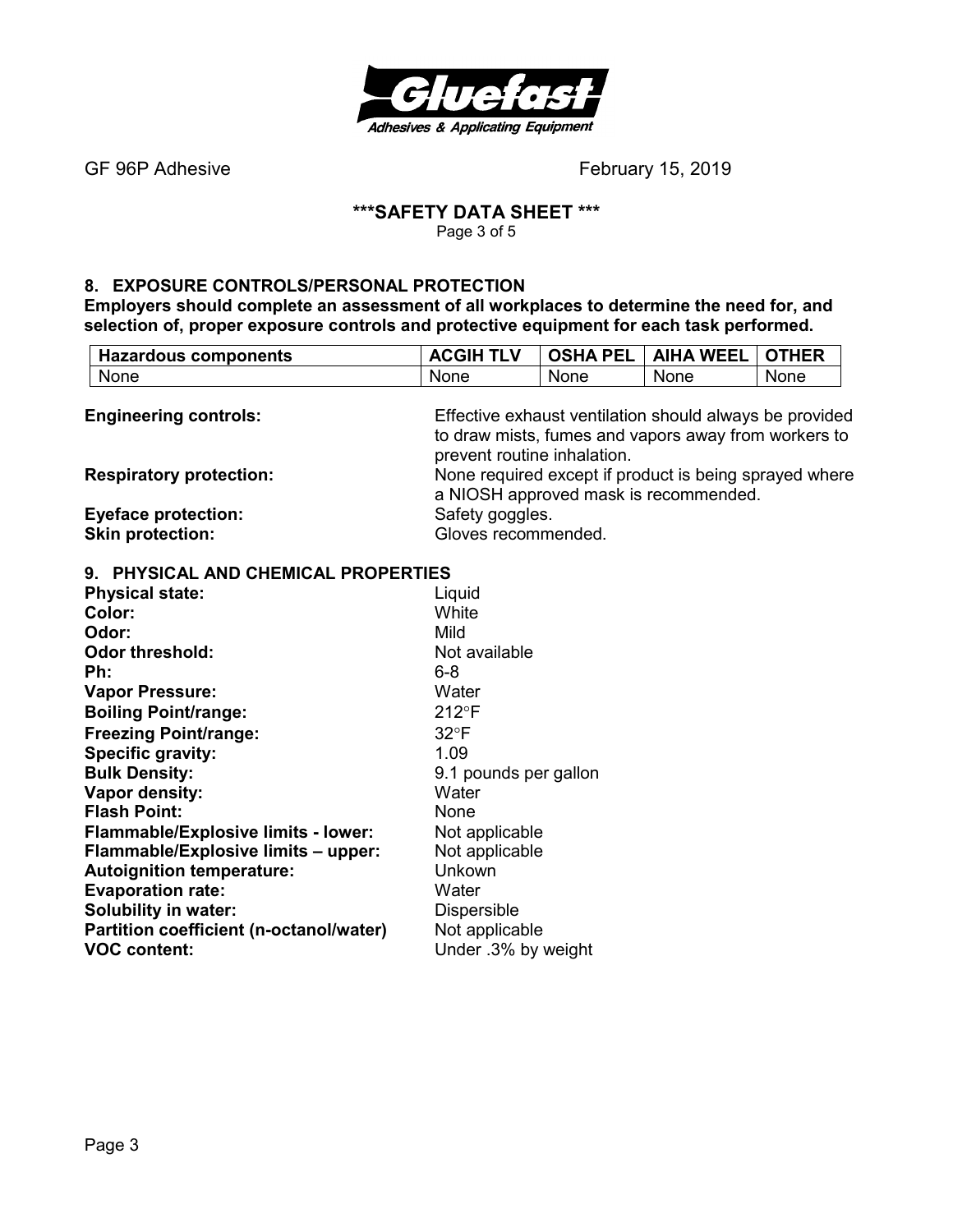## 8. EXPOSURE CONTROLS/PERSONAL PROTECTION

**Employers should complete an assessment of all workplaces to determine the need for, and selection of, proper exposure controls and protective equipment for each task performed.**

| Hazardous components | ACGIH TLV | OSHA PEL | AIHA WEEL | OTHER |
|---|---|---|---|---|
| None | None | None | None | None |

**Engineering controls:** Effective exhaust ventilation should always be provided to draw mists, fumes and vapors away from workers to prevent routine inhalation.

**Respiratory protection:** None required except if product is being sprayed where a NIOSH approved mask is recommended.

**Eyeface protection:** Safety goggles.

**Skin protection:** Gloves recommended.

## 9. PHYSICAL AND CHEMICAL PROPERTIES

**Physical state:** Liquid
**Color:** White
**Odor:** Mild
**Odor threshold:** Not available
**Ph:** 6-8
**Vapor Pressure:** Water
**Boiling Point/range:** 212°F
**Freezing Point/range:** 32°F
**Specific gravity:** 1.09
**Bulk Density:** 9.1 pounds per gallon
**Vapor density:** Water
**Flash Point:** None
**Flammable/Explosive limits - lower:** Not applicable
**Flammable/Explosive limits – upper:** Not applicable
**Autoignition temperature:** Unkown
**Evaporation rate:** Water
**Solubility in water:** Dispersible
**Partition coefficient (n-octanol/water)** Not applicable
**VOC content:** Under .3% by weight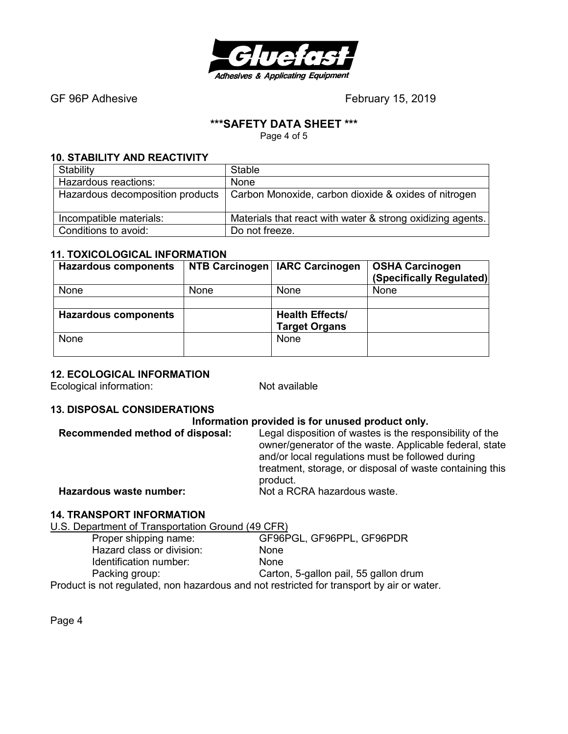GF 96P Adhesive February 15, 2019

**\*\*\*SAFETY DATA SHEET \*\*\***

### 10. STABILITY AND REACTIVITY

| Stability | Stable |
|---|---|
| Hazardous reactions: | None |
| Hazardous decomposition products | Carbon Monoxide, carbon dioxide & oxides of nitrogen |
| Incompatible materials: | Materials that react with water & strong oxidizing agents. |
| Conditions to avoid: | Do not freeze. |

### 11. TOXICOLOGICAL INFORMATION

| Hazardous components | NTB Carcinogen | IARC Carcinogen | OSHA Carcinogen (Specifically Regulated) |
|---|---|---|---|
| None | None | None | None |
| | | | |
| **Hazardous components** | | **Health Effects/ Target Organs** | |
| None | | None | |

### 12. ECOLOGICAL INFORMATION

Ecological information: Not available

### 13. DISPOSAL CONSIDERATIONS

**Information provided is for unused product only.**

**Recommended method of disposal:** Legal disposition of wastes is the responsibility of the owner/generator of the waste. Applicable federal, state and/or local regulations must be followed during treatment, storage, or disposal of waste containing this product.

**Hazardous waste number:** Not a RCRA hazardous waste.

### 14. TRANSPORT INFORMATION

U.S. Department of Transportation Ground (49 CFR)

- Proper shipping name: GF96PGL, GF96PPL, GF96PDR
- Hazard class or division: None
- Identification number: None
- Packing group: Carton, 5-gallon pail, 55 gallon drum

Product is not regulated, non hazardous and not restricted for transport by air or water.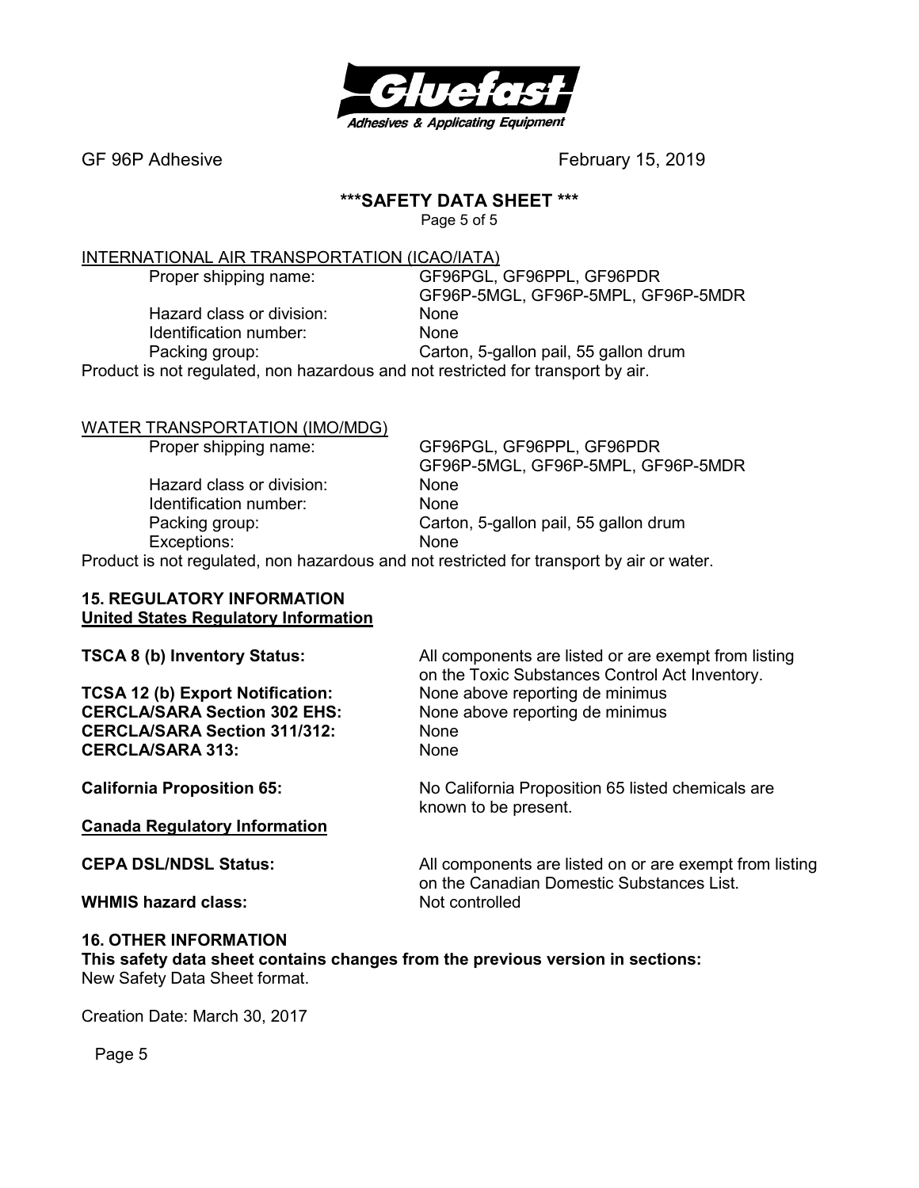INTERNATIONAL AIR TRANSPORTATION (ICAO/IATA)

| | |
|---|---|
| Proper shipping name: | GF96PGL, GF96PPL, GF96PDR<br>GF96P-5MGL, GF96P-5MPL, GF96P-5MDR |
| Hazard class or division: | None |
| Identification number: | None |
| Packing group: | Carton, 5-gallon pail, 55 gallon drum |

Product is not regulated, non hazardous and not restricted for transport by air.

WATER TRANSPORTATION (IMO/MDG)

| | |
|---|---|
| Proper shipping name: | GF96PGL, GF96PPL, GF96PDR<br>GF96P-5MGL, GF96P-5MPL, GF96P-5MDR |
| Hazard class or division: | None |
| Identification number: | None |
| Packing group: | Carton, 5-gallon pail, 55 gallon drum |
| Exceptions: | None |

Product is not regulated, non hazardous and not restricted for transport by air or water.

## 15. REGULATORY INFORMATION

**United States Regulatory Information**

| | |
|---|---|
| **TSCA 8 (b) Inventory Status:** | All components are listed or are exempt from listing on the Toxic Substances Control Act Inventory. |
| **TCSA 12 (b) Export Notification:** | None above reporting de minimus |
| **CERCLA/SARA Section 302 EHS:** | None above reporting de minimus |
| **CERCLA/SARA Section 311/312:** | None |
| **CERCLA/SARA 313:** | None |
| **California Proposition 65:** | No California Proposition 65 listed chemicals are known to be present. |

**Canada Regulatory Information**

| | |
|---|---|
| **CEPA DSL/NDSL Status:** | All components are listed on or are exempt from listing on the Canadian Domestic Substances List. |
| **WHMIS hazard class:** | Not controlled |

## 16. OTHER INFORMATION

**This safety data sheet contains changes from the previous version in sections:**
New Safety Data Sheet format.

Creation Date: March 30, 2017